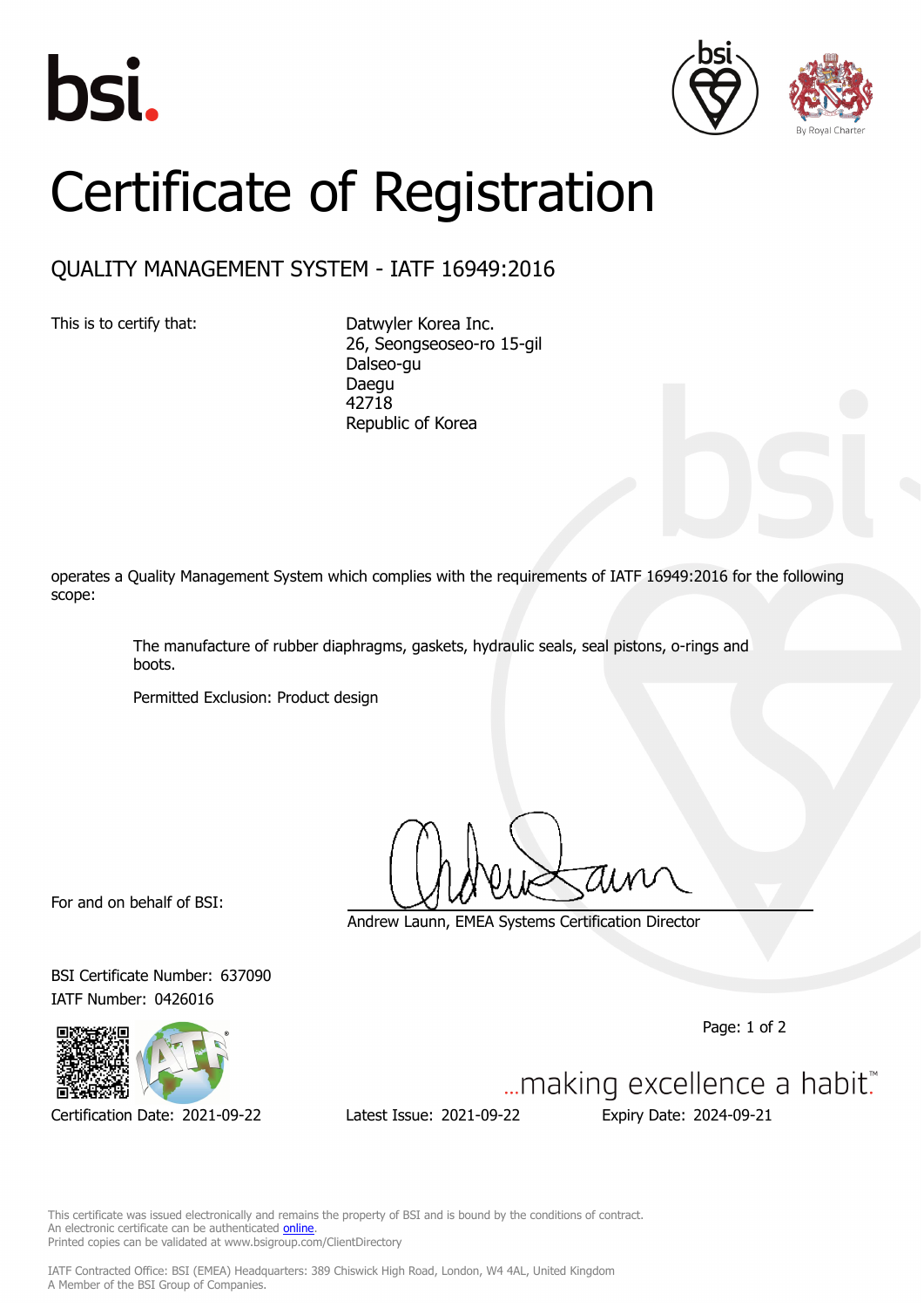bsi.

By Royal Charter

# Certificate of Registration

## QUALITY MANAGEMENT SYSTEM - IATF 16949:2016

This is to certify that:

Datwyler Korea Inc.
26, Seongseoseo-ro 15-gil
Dalseo-gu
Daegu
42718
Republic of Korea

operates a Quality Management System which complies with the requirements of IATF 16949:2016 for the following scope:

The manufacture of rubber diaphragms, gaskets, hydraulic seals, seal pistons, o-rings and boots.

Permitted Exclusion: Product design

For and on behalf of BSI:

Andrew Launn, EMEA Systems Certification Director

BSI Certificate Number: 637090
IATF Number: 0426016

...making excellence a habit.™

Certification Date: 2021-09-22 Latest Issue: 2021-09-22 Expiry Date: 2024-09-21

This certificate was issued electronically and remains the property of BSI and is bound by the conditions of contract.
An electronic certificate can be authenticated online.
Printed copies can be validated at www.bsigroup.com/ClientDirectory

IATF Contracted Office: BSI (EMEA) Headquarters: 389 Chiswick High Road, London, W4 4AL, United Kingdom
A Member of the BSI Group of Companies.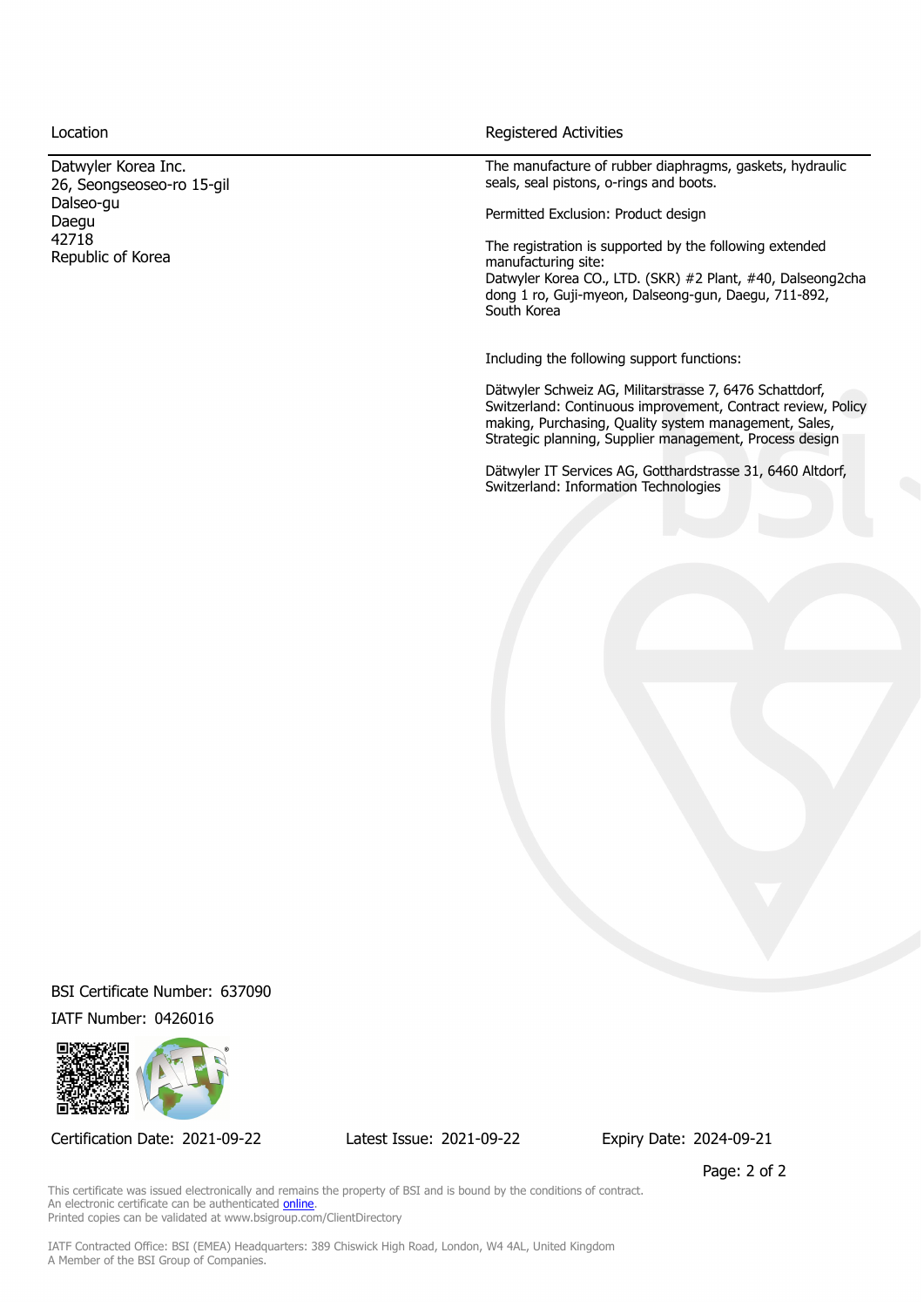| Location | Registered Activities |
| --- | --- |
| Datwyler Korea Inc.<br>26, Seongseoseo-ro 15-gil<br>Dalseo-gu<br>Daegu<br>42718<br>Republic of Korea | The manufacture of rubber diaphragms, gaskets, hydraulic seals, seal pistons, o-rings and boots.<br><br>Permitted Exclusion: Product design<br><br>The registration is supported by the following extended manufacturing site:<br>Datwyler Korea CO., LTD. (SKR) #2 Plant, #40, Dalseong2cha dong 1 ro, Guji-myeon, Dalseong-gun, Daegu, 711-892, South Korea<br><br>Including the following support functions:<br><br>Dätwyler Schweiz AG, Militarstrasse 7, 6476 Schattdorf, Switzerland: Continuous improvement, Contract review, Policy making, Purchasing, Quality system management, Sales, Strategic planning, Supplier management, Process design<br><br>Dätwyler IT Services AG, Gotthardstrasse 31, 6460 Altdorf, Switzerland: Information Technologies |

BSI Certificate Number: 637090

IATF Number: 0426016

Certification Date: 2021-09-22 Latest Issue: 2021-09-22 Expiry Date: 2024-09-21

This certificate was issued electronically and remains the property of BSI and is bound by the conditions of contract.
An electronic certificate can be authenticated online.
Printed copies can be validated at www.bsigroup.com/ClientDirectory

IATF Contracted Office: BSI (EMEA) Headquarters: 389 Chiswick High Road, London, W4 4AL, United Kingdom
A Member of the BSI Group of Companies.